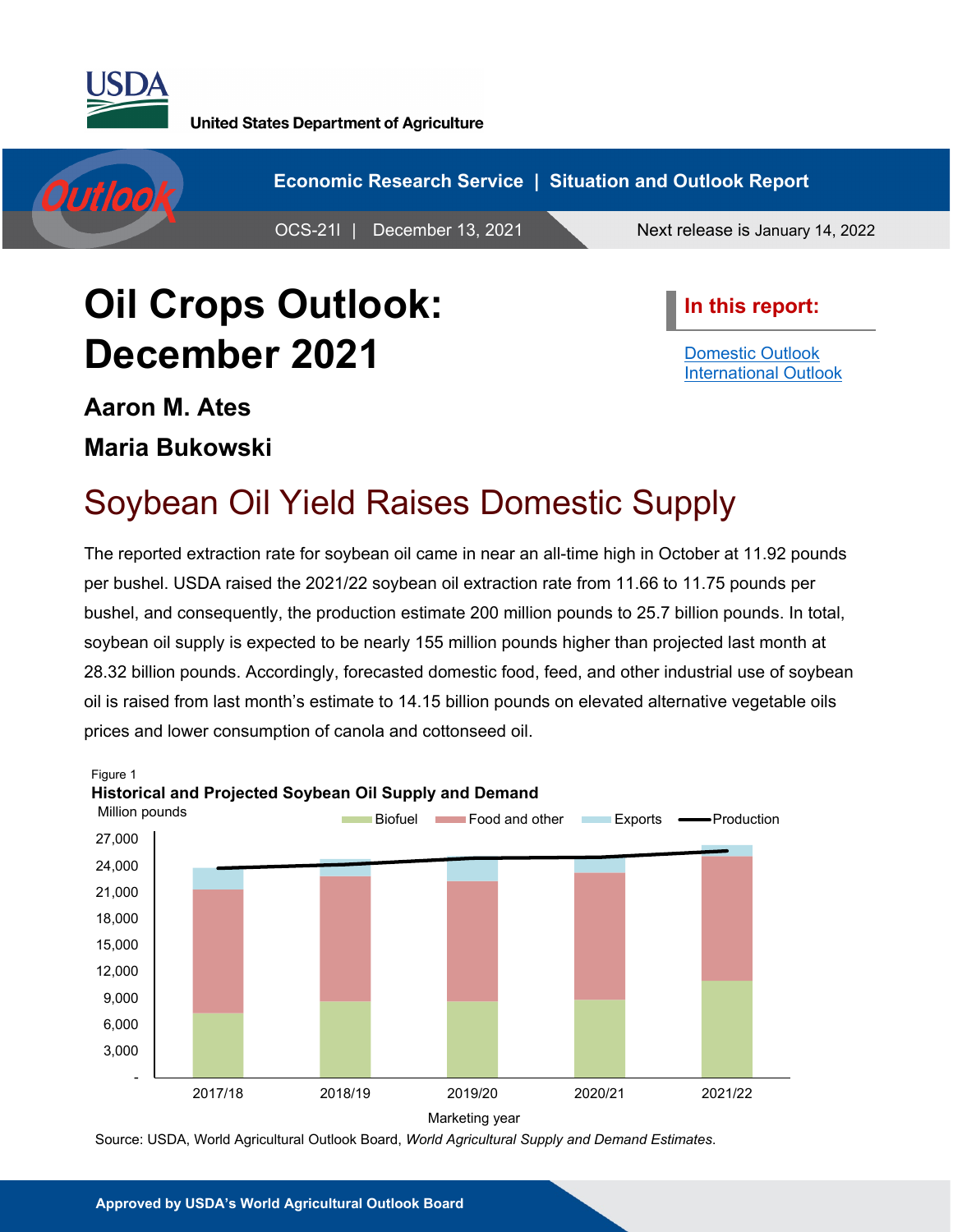United States Department of Agriculture

Economic Research Service | Situation and Outlook Report

OCS-21l | December 13, 2021

Next release is January 14, 2022

# Oil Crops Outlook: December 2021

**Aaron M. Ates**

**Maria Bukowski**

**In this report:**

- Domestic Outlook
- International Outlook

## Soybean Oil Yield Raises Domestic Supply

The reported extraction rate for soybean oil came in near an all-time high in October at 11.92 pounds per bushel. USDA raised the 2021/22 soybean oil extraction rate from 11.66 to 11.75 pounds per bushel, and consequently, the production estimate 200 million pounds to 25.7 billion pounds. In total, soybean oil supply is expected to be nearly 155 million pounds higher than projected last month at 28.32 billion pounds. Accordingly, forecasted domestic food, feed, and other industrial use of soybean oil is raised from last month's estimate to 14.15 billion pounds on elevated alternative vegetable oils prices and lower consumption of canola and cottonseed oil.

Figure 1

**Historical and Projected Soybean Oil Supply and Demand**

Million pounds

Legend: Biofuel, Food and other, Exports, Production

Y-axis: -, 3,000, 6,000, 9,000, 12,000, 15,000, 18,000, 21,000, 24,000, 27,000

X-axis (Marketing year): 2017/18, 2018/19, 2019/20, 2020/21, 2021/22

Source: USDA, World Agricultural Outlook Board, *World Agricultural Supply and Demand Estimates*.

Approved by USDA's World Agricultural Outlook Board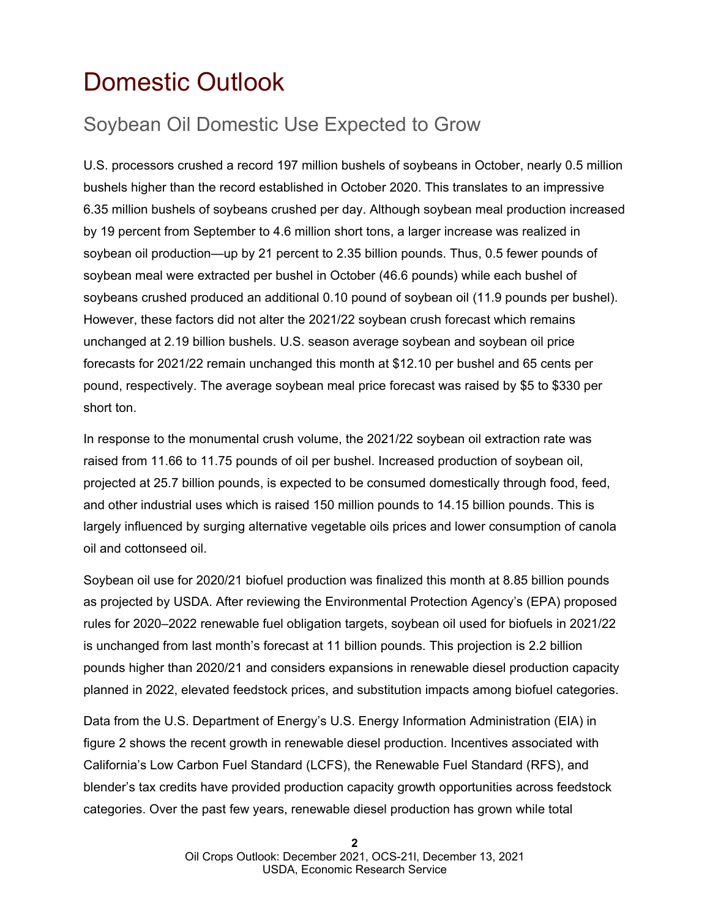# Domestic Outlook

## Soybean Oil Domestic Use Expected to Grow

U.S. processors crushed a record 197 million bushels of soybeans in October, nearly 0.5 million bushels higher than the record established in October 2020. This translates to an impressive 6.35 million bushels of soybeans crushed per day. Although soybean meal production increased by 19 percent from September to 4.6 million short tons, a larger increase was realized in soybean oil production—up by 21 percent to 2.35 billion pounds. Thus, 0.5 fewer pounds of soybean meal were extracted per bushel in October (46.6 pounds) while each bushel of soybeans crushed produced an additional 0.10 pound of soybean oil (11.9 pounds per bushel). However, these factors did not alter the 2021/22 soybean crush forecast which remains unchanged at 2.19 billion bushels. U.S. season average soybean and soybean oil price forecasts for 2021/22 remain unchanged this month at $12.10 per bushel and 65 cents per pound, respectively. The average soybean meal price forecast was raised by $5 to $330 per short ton.

In response to the monumental crush volume, the 2021/22 soybean oil extraction rate was raised from 11.66 to 11.75 pounds of oil per bushel. Increased production of soybean oil, projected at 25.7 billion pounds, is expected to be consumed domestically through food, feed, and other industrial uses which is raised 150 million pounds to 14.15 billion pounds. This is largely influenced by surging alternative vegetable oils prices and lower consumption of canola oil and cottonseed oil.

Soybean oil use for 2020/21 biofuel production was finalized this month at 8.85 billion pounds as projected by USDA. After reviewing the Environmental Protection Agency's (EPA) proposed rules for 2020–2022 renewable fuel obligation targets, soybean oil used for biofuels in 2021/22 is unchanged from last month's forecast at 11 billion pounds. This projection is 2.2 billion pounds higher than 2020/21 and considers expansions in renewable diesel production capacity planned in 2022, elevated feedstock prices, and substitution impacts among biofuel categories.

Data from the U.S. Department of Energy's U.S. Energy Information Administration (EIA) in figure 2 shows the recent growth in renewable diesel production. Incentives associated with California's Low Carbon Fuel Standard (LCFS), the Renewable Fuel Standard (RFS), and blender's tax credits have provided production capacity growth opportunities across feedstock categories. Over the past few years, renewable diesel production has grown while total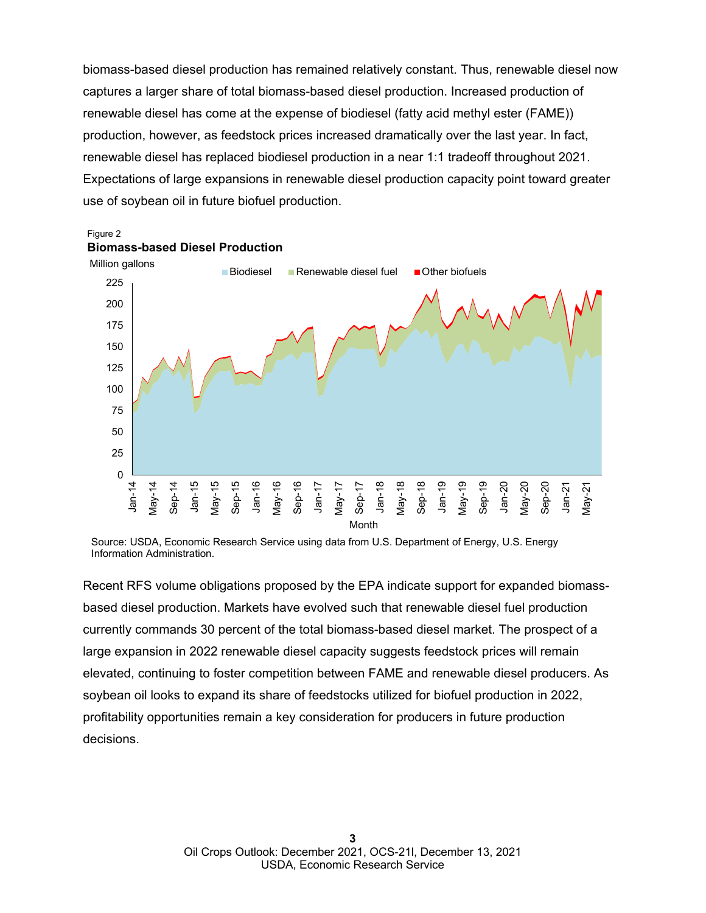biomass-based diesel production has remained relatively constant. Thus, renewable diesel now captures a larger share of total biomass-based diesel production. Increased production of renewable diesel has come at the expense of biodiesel (fatty acid methyl ester (FAME)) production, however, as feedstock prices increased dramatically over the last year. In fact, renewable diesel has replaced biodiesel production in a near 1:1 tradeoff throughout 2021. Expectations of large expansions in renewable diesel production capacity point toward greater use of soybean oil in future biofuel production.

Figure 2

**Biomass-based Diesel Production**

Source: USDA, Economic Research Service using data from U.S. Department of Energy, U.S. Energy Information Administration.

Recent RFS volume obligations proposed by the EPA indicate support for expanded biomass-based diesel production. Markets have evolved such that renewable diesel fuel production currently commands 30 percent of the total biomass-based diesel market. The prospect of a large expansion in 2022 renewable diesel capacity suggests feedstock prices will remain elevated, continuing to foster competition between FAME and renewable diesel producers. As soybean oil looks to expand its share of feedstocks utilized for biofuel production in 2022, profitability opportunities remain a key consideration for producers in future production decisions.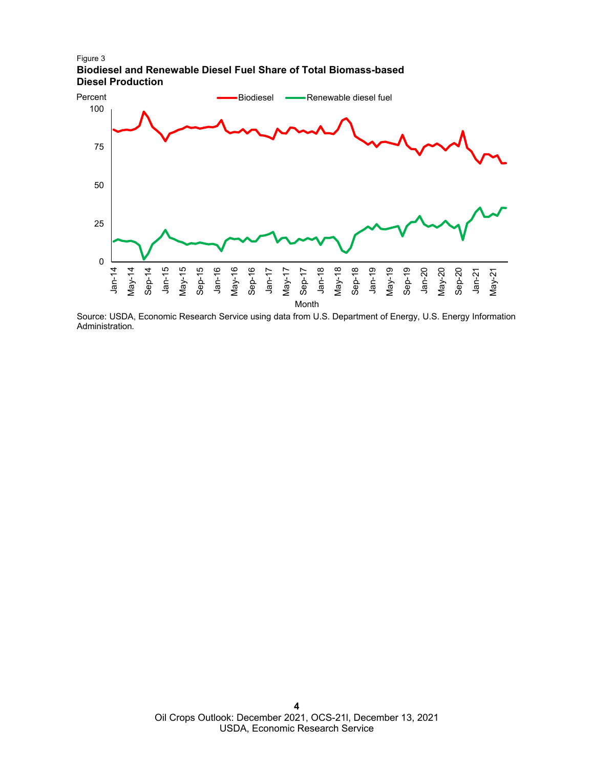Figure 3

**Biodiesel and Renewable Diesel Fuel Share of Total Biomass-based Diesel Production**

Source: USDA, Economic Research Service using data from U.S. Department of Energy, U.S. Energy Information Administration.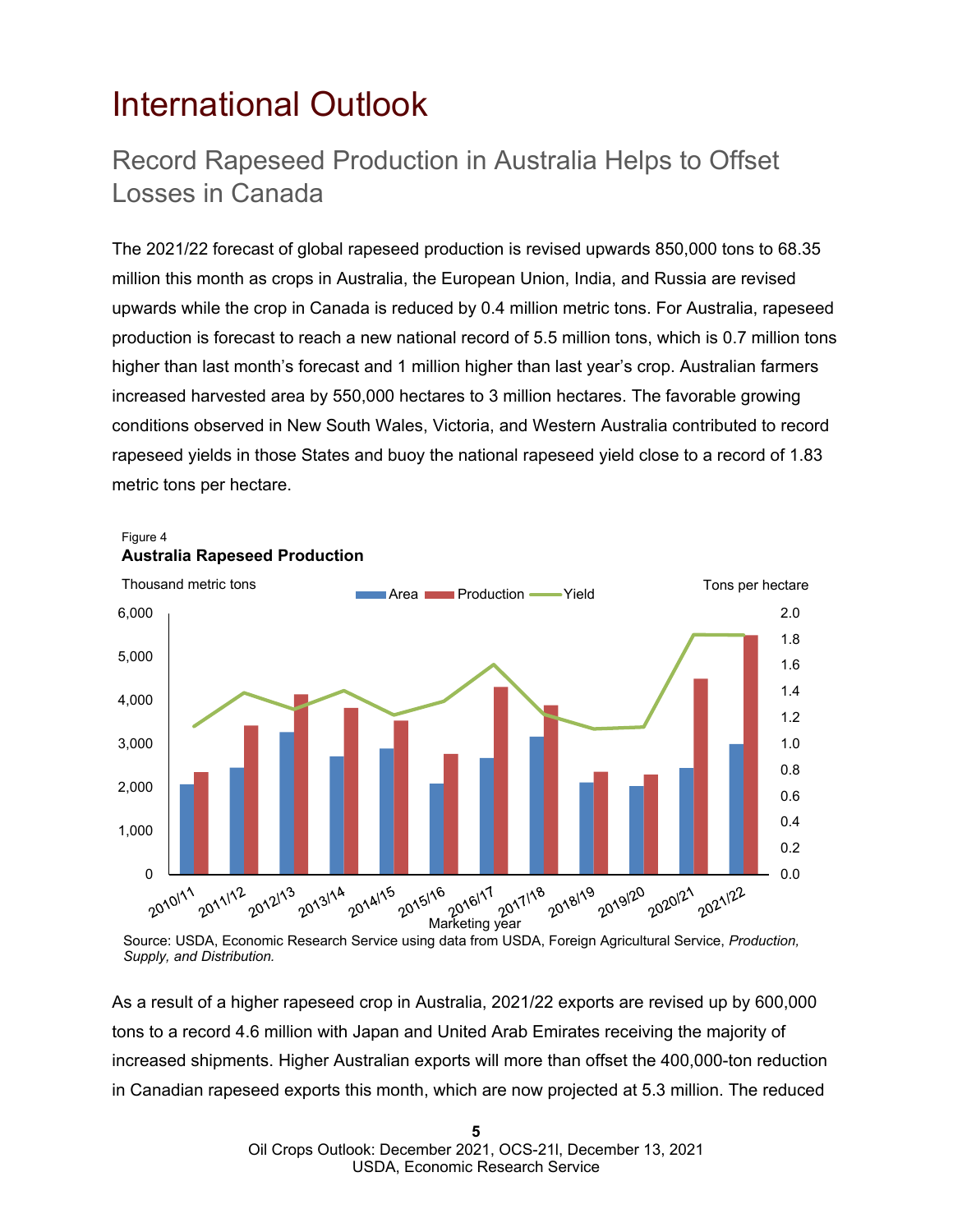# International Outlook

## Record Rapeseed Production in Australia Helps to Offset Losses in Canada

The 2021/22 forecast of global rapeseed production is revised upwards 850,000 tons to 68.35 million this month as crops in Australia, the European Union, India, and Russia are revised upwards while the crop in Canada is reduced by 0.4 million metric tons. For Australia, rapeseed production is forecast to reach a new national record of 5.5 million tons, which is 0.7 million tons higher than last month's forecast and 1 million higher than last year's crop. Australian farmers increased harvested area by 550,000 hectares to 3 million hectares. The favorable growing conditions observed in New South Wales, Victoria, and Western Australia contributed to record rapeseed yields in those States and buoy the national rapeseed yield close to a record of 1.83 metric tons per hectare.

Figure 4
**Australia Rapeseed Production**

Source: USDA, Economic Research Service using data from USDA, Foreign Agricultural Service, *Production, Supply, and Distribution.*

As a result of a higher rapeseed crop in Australia, 2021/22 exports are revised up by 600,000 tons to a record 4.6 million with Japan and United Arab Emirates receiving the majority of increased shipments. Higher Australian exports will more than offset the 400,000-ton reduction in Canadian rapeseed exports this month, which are now projected at 5.3 million. The reduced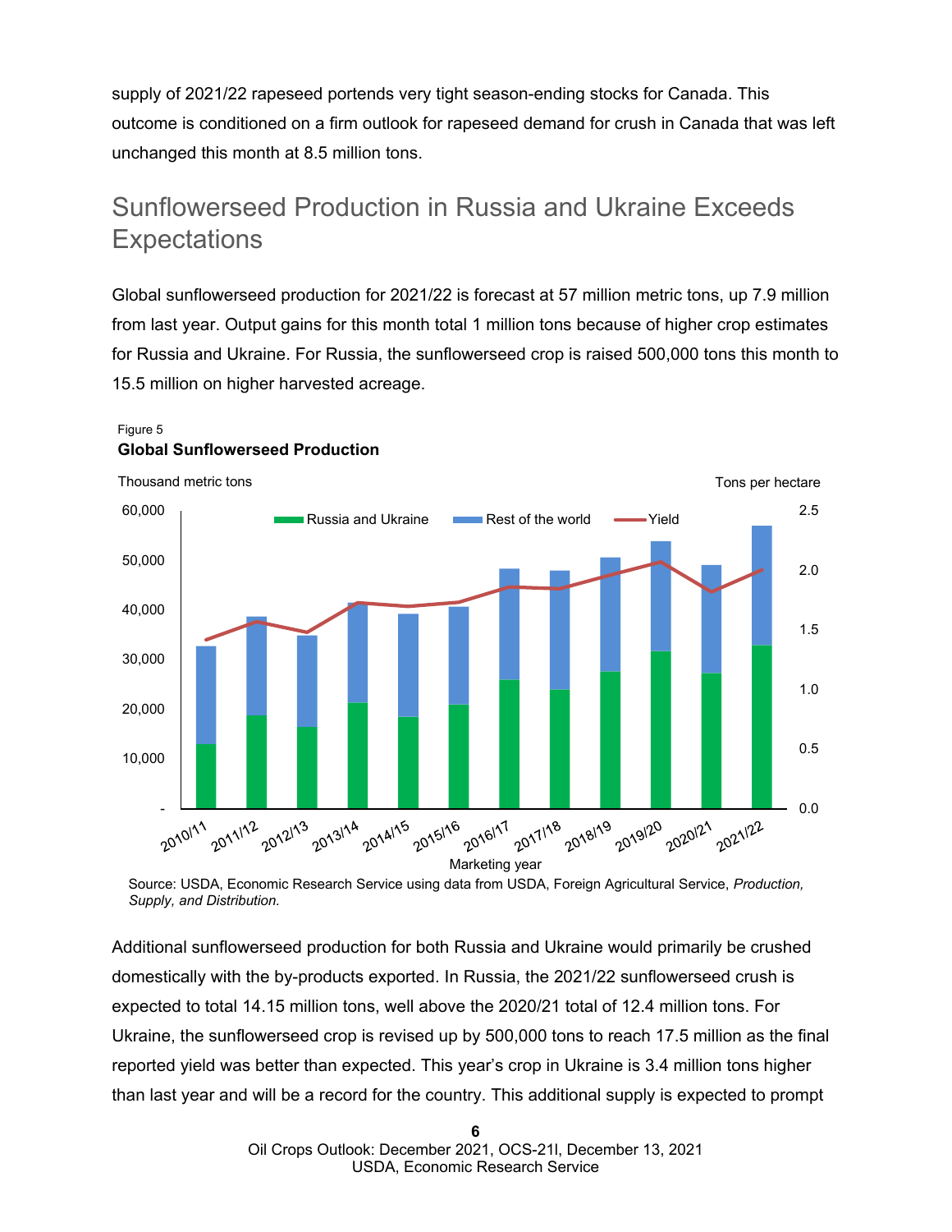supply of 2021/22 rapeseed portends very tight season-ending stocks for Canada. This outcome is conditioned on a firm outlook for rapeseed demand for crush in Canada that was left unchanged this month at 8.5 million tons.

## Sunflowerseed Production in Russia and Ukraine Exceeds Expectations

Global sunflowerseed production for 2021/22 is forecast at 57 million metric tons, up 7.9 million from last year. Output gains for this month total 1 million tons because of higher crop estimates for Russia and Ukraine. For Russia, the sunflowerseed crop is raised 500,000 tons this month to 15.5 million on higher harvested acreage.

Figure 5

**Global Sunflowerseed Production**

Source: USDA, Economic Research Service using data from USDA, Foreign Agricultural Service, *Production, Supply, and Distribution.*

Additional sunflowerseed production for both Russia and Ukraine would primarily be crushed domestically with the by-products exported. In Russia, the 2021/22 sunflowerseed crush is expected to total 14.15 million tons, well above the 2020/21 total of 12.4 million tons. For Ukraine, the sunflowerseed crop is revised up by 500,000 tons to reach 17.5 million as the final reported yield was better than expected. This year's crop in Ukraine is 3.4 million tons higher than last year and will be a record for the country. This additional supply is expected to prompt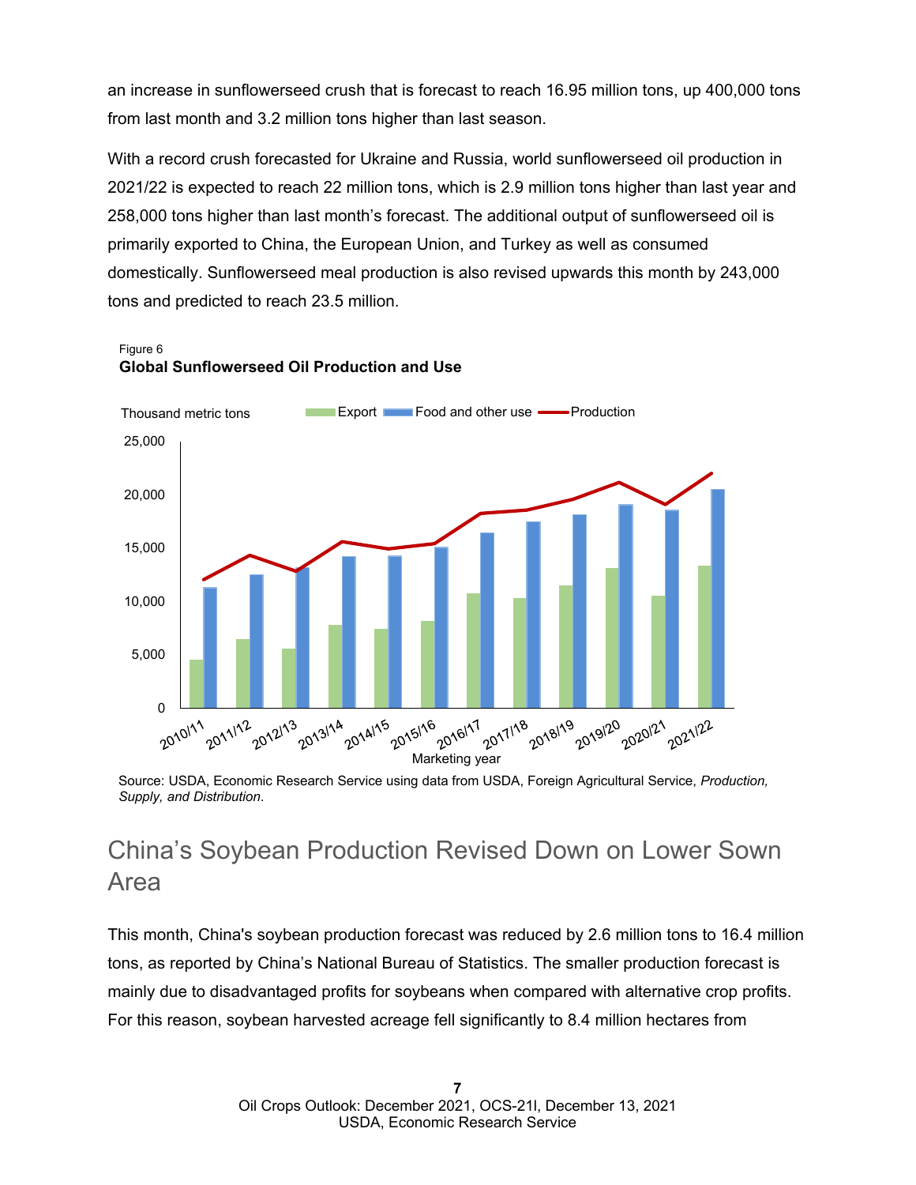an increase in sunflowerseed crush that is forecast to reach 16.95 million tons, up 400,000 tons from last month and 3.2 million tons higher than last season.

With a record crush forecasted for Ukraine and Russia, world sunflowerseed oil production in 2021/22 is expected to reach 22 million tons, which is 2.9 million tons higher than last year and 258,000 tons higher than last month's forecast. The additional output of sunflowerseed oil is primarily exported to China, the European Union, and Turkey as well as consumed domestically. Sunflowerseed meal production is also revised upwards this month by 243,000 tons and predicted to reach 23.5 million.

Figure 6
**Global Sunflowerseed Oil Production and Use**

Source: USDA, Economic Research Service using data from USDA, Foreign Agricultural Service, *Production, Supply, and Distribution*.

## China's Soybean Production Revised Down on Lower Sown Area

This month, China's soybean production forecast was reduced by 2.6 million tons to 16.4 million tons, as reported by China's National Bureau of Statistics. The smaller production forecast is mainly due to disadvantaged profits for soybeans when compared with alternative crop profits. For this reason, soybean harvested acreage fell significantly to 8.4 million hectares from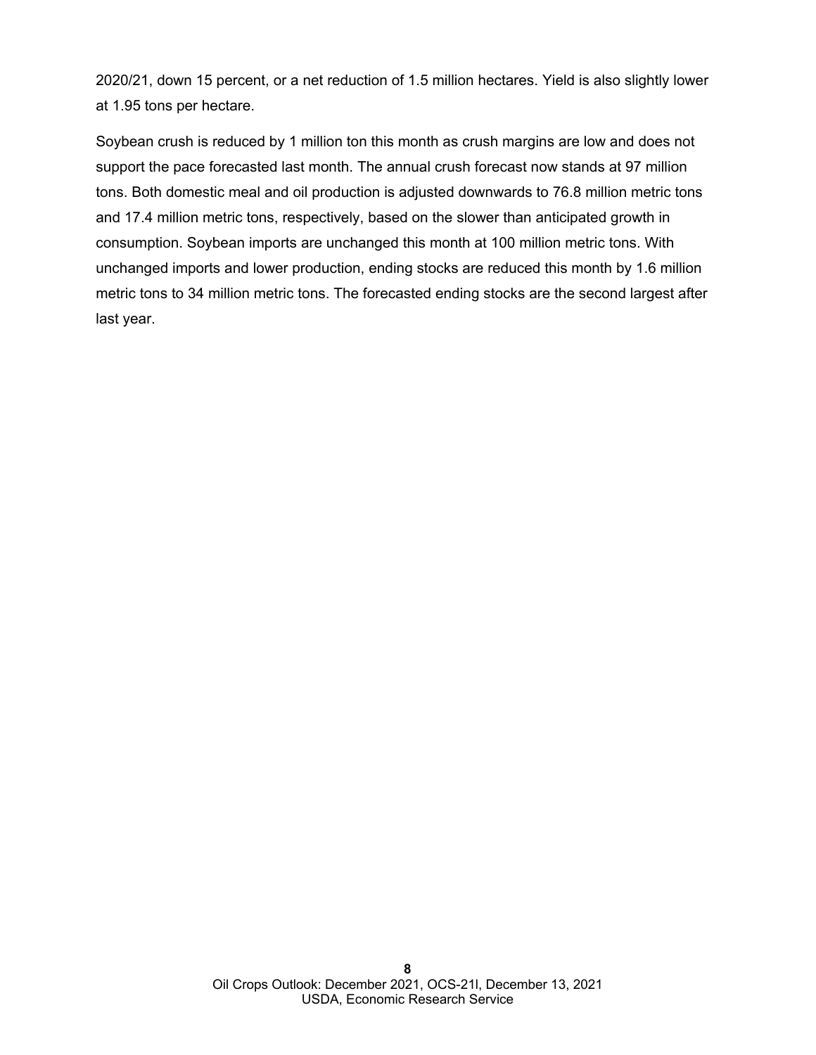2020/21, down 15 percent, or a net reduction of 1.5 million hectares. Yield is also slightly lower at 1.95 tons per hectare.

Soybean crush is reduced by 1 million ton this month as crush margins are low and does not support the pace forecasted last month. The annual crush forecast now stands at 97 million tons. Both domestic meal and oil production is adjusted downwards to 76.8 million metric tons and 17.4 million metric tons, respectively, based on the slower than anticipated growth in consumption. Soybean imports are unchanged this month at 100 million metric tons. With unchanged imports and lower production, ending stocks are reduced this month by 1.6 million metric tons to 34 million metric tons. The forecasted ending stocks are the second largest after last year.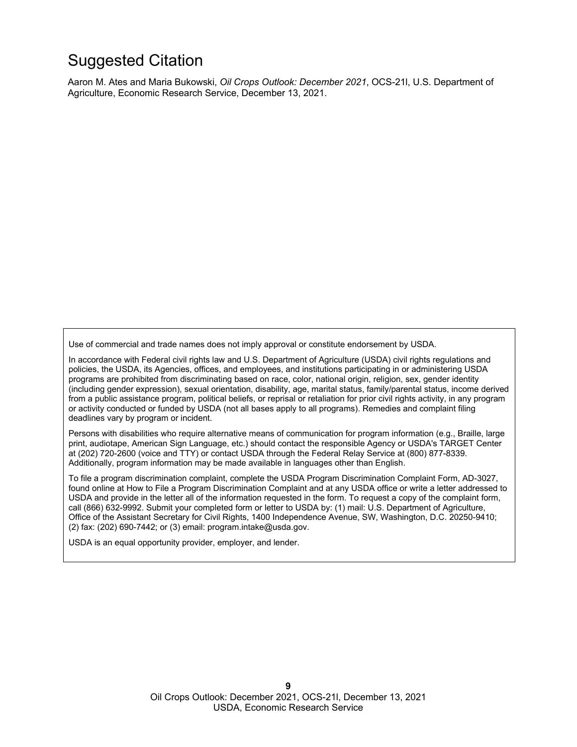# Suggested Citation

Aaron M. Ates and Maria Bukowski, *Oil Crops Outlook: December 2021*, OCS-21l, U.S. Department of Agriculture, Economic Research Service, December 13, 2021.

Use of commercial and trade names does not imply approval or constitute endorsement by USDA.

In accordance with Federal civil rights law and U.S. Department of Agriculture (USDA) civil rights regulations and policies, the USDA, its Agencies, offices, and employees, and institutions participating in or administering USDA programs are prohibited from discriminating based on race, color, national origin, religion, sex, gender identity (including gender expression), sexual orientation, disability, age, marital status, family/parental status, income derived from a public assistance program, political beliefs, or reprisal or retaliation for prior civil rights activity, in any program or activity conducted or funded by USDA (not all bases apply to all programs). Remedies and complaint filing deadlines vary by program or incident.

Persons with disabilities who require alternative means of communication for program information (e.g., Braille, large print, audiotape, American Sign Language, etc.) should contact the responsible Agency or USDA's TARGET Center at (202) 720-2600 (voice and TTY) or contact USDA through the Federal Relay Service at (800) 877-8339. Additionally, program information may be made available in languages other than English.

To file a program discrimination complaint, complete the USDA Program Discrimination Complaint Form, AD-3027, found online at How to File a Program Discrimination Complaint and at any USDA office or write a letter addressed to USDA and provide in the letter all of the information requested in the form. To request a copy of the complaint form, call (866) 632-9992. Submit your completed form or letter to USDA by: (1) mail: U.S. Department of Agriculture, Office of the Assistant Secretary for Civil Rights, 1400 Independence Avenue, SW, Washington, D.C. 20250-9410; (2) fax: (202) 690-7442; or (3) email: program.intake@usda.gov.

USDA is an equal opportunity provider, employer, and lender.